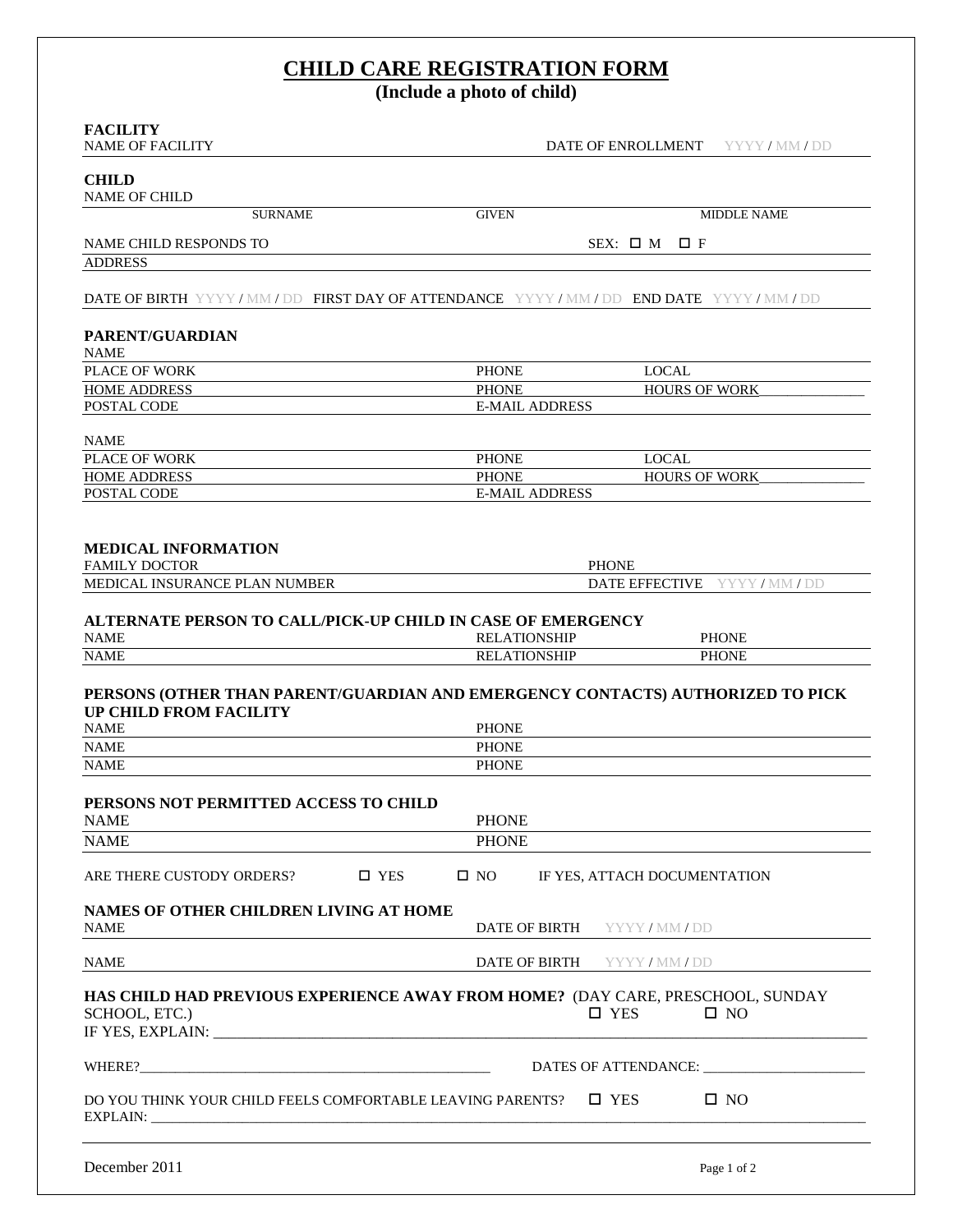# CHILD CARE REGISTRATION FORM

**(Include a photo of child)**

**FACILITY**

NAME OF FACILITY DATE OF ENROLLMENT YYYY / MM / DD

**CHILD**

NAME OF CHILD

SURNAME GIVEN MIDDLE NAME

NAME CHILD RESPONDS TO SEX: ☐ M ☐ F

ADDRESS

DATE OF BIRTH YYYY / MM / DD FIRST DAY OF ATTENDANCE YYYY / MM / DD END DATE YYYY / MM / DD

**PARENT/GUARDIAN**

NAME

PLACE OF WORK PHONE LOCAL

HOME ADDRESS PHONE HOURS OF WORK_______________

POSTAL CODE E-MAIL ADDRESS

NAME

PLACE OF WORK PHONE LOCAL

HOME ADDRESS PHONE HOURS OF WORK_______________

POSTAL CODE E-MAIL ADDRESS

**MEDICAL INFORMATION**

FAMILY DOCTOR PHONE

MEDICAL INSURANCE PLAN NUMBER DATE EFFECTIVE YYYY / MM / DD

**ALTERNATE PERSON TO CALL/PICK-UP CHILD IN CASE OF EMERGENCY**

NAME RELATIONSHIP PHONE

NAME RELATIONSHIP PHONE

**PERSONS (OTHER THAN PARENT/GUARDIAN AND EMERGENCY CONTACTS) AUTHORIZED TO PICK UP CHILD FROM FACILITY**

NAME PHONE

NAME PHONE

NAME PHONE

**PERSONS NOT PERMITTED ACCESS TO CHILD**

NAME PHONE

NAME PHONE

ARE THERE CUSTODY ORDERS? ☐ YES ☐ NO IF YES, ATTACH DOCUMENTATION

**NAMES OF OTHER CHILDREN LIVING AT HOME**

NAME DATE OF BIRTH YYYY / MM / DD

NAME DATE OF BIRTH YYYY / MM / DD

**HAS CHILD HAD PREVIOUS EXPERIENCE AWAY FROM HOME?** (DAY CARE, PRESCHOOL, SUNDAY SCHOOL, ETC.) ☐ YES ☐ NO

IF YES, EXPLAIN: ______________________________________________________________________________

WHERE?_________________________________________________ DATES OF ATTENDANCE: ______________________

DO YOU THINK YOUR CHILD FEELS COMFORTABLE LEAVING PARENTS? ☐ YES ☐ NO

EXPLAIN: ______________________________________________________________________________

December 2011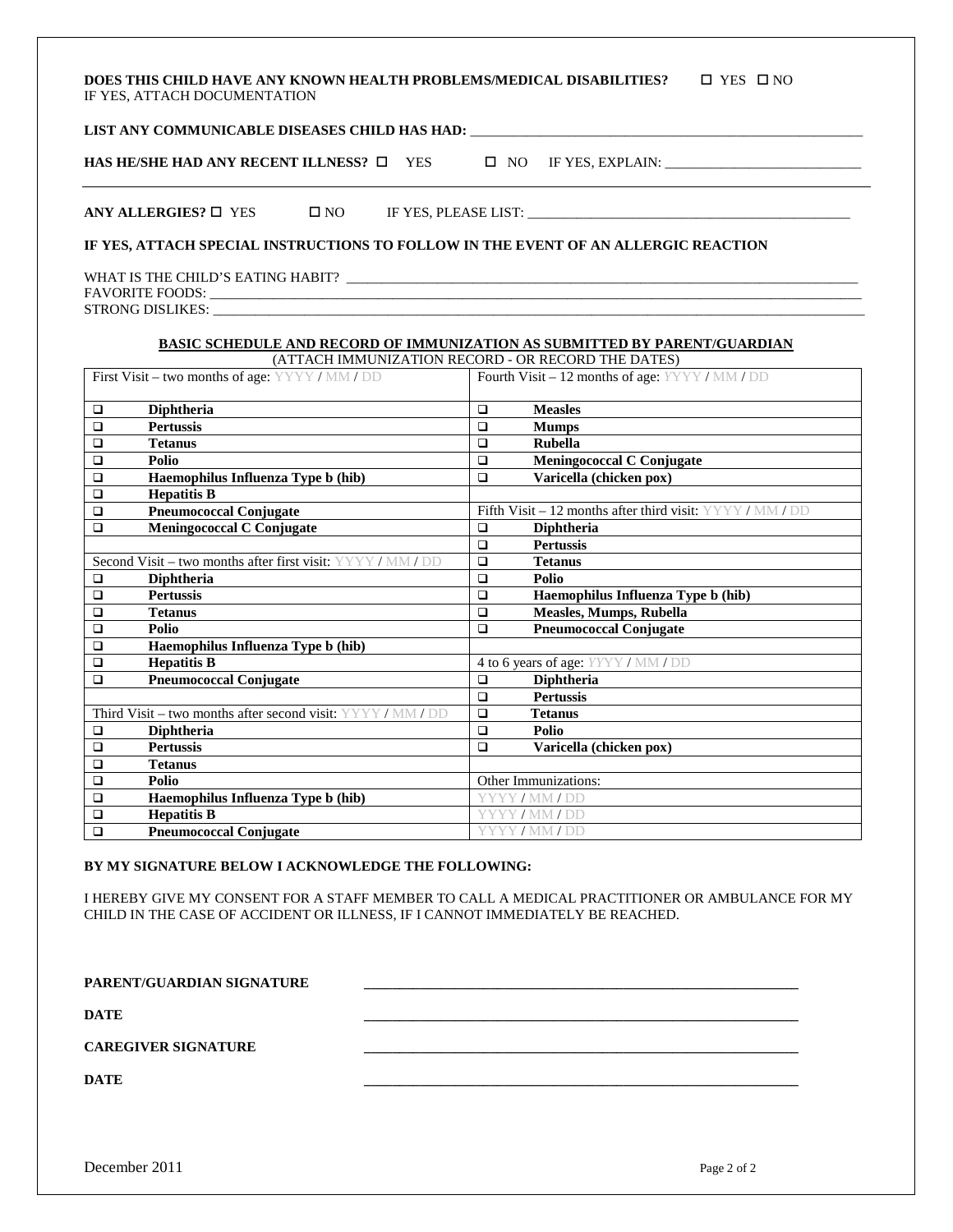**DOES THIS CHILD HAVE ANY KNOWN HEALTH PROBLEMS/MEDICAL DISABILITIES?** ☐ YES ☐ NO
IF YES, ATTACH DOCUMENTATION

**LIST ANY COMMUNICABLE DISEASES CHILD HAS HAD:** ___________________________________________

**HAS HE/SHE HAD ANY RECENT ILLNESS?** ☐ YES ☐ NO IF YES, EXPLAIN: ___________________________

**ANY ALLERGIES?** ☐ YES ☐ NO IF YES, PLEASE LIST: ___________________________________________

**IF YES, ATTACH SPECIAL INSTRUCTIONS TO FOLLOW IN THE EVENT OF AN ALLERGIC REACTION**

WHAT IS THE CHILD'S EATING HABIT? ___________________________________________
FAVORITE FOODS: ___________________________________________
STRONG DISLIKES: ___________________________________________

**BASIC SCHEDULE AND RECORD OF IMMUNIZATION AS SUBMITTED BY PARENT/GUARDIAN**
(ATTACH IMMUNIZATION RECORD - OR RECORD THE DATES)

| | |
|---|---|
| First Visit – two months of age: YYYY / MM / DD | Fourth Visit – 12 months of age: YYYY / MM / DD |
| ❑ **Diphtheria** | ❑ **Measles** |
| ❑ **Pertussis** | ❑ **Mumps** |
| ❑ **Tetanus** | ❑ **Rubella** |
| ❑ **Polio** | ❑ **Meningococcal C Conjugate** |
| ❑ **Haemophilus Influenza Type b (hib)** | ❑ **Varicella (chicken pox)** |
| ❑ **Hepatitis B** | |
| ❑ **Pneumococcal Conjugate** | Fifth Visit – 12 months after third visit: YYYY / MM / DD |
| ❑ **Meningococcal C Conjugate** | ❑ **Diphtheria** |
| | ❑ **Pertussis** |
| Second Visit – two months after first visit: YYYY / MM / DD | ❑ **Tetanus** |
| ❑ **Diphtheria** | ❑ **Polio** |
| ❑ **Pertussis** | ❑ **Haemophilus Influenza Type b (hib)** |
| ❑ **Tetanus** | ❑ **Measles, Mumps, Rubella** |
| ❑ **Polio** | ❑ **Pneumococcal Conjugate** |
| ❑ **Haemophilus Influenza Type b (hib)** | |
| ❑ **Hepatitis B** | 4 to 6 years of age: YYYY / MM / DD |
| ❑ **Pneumococcal Conjugate** | ❑ **Diphtheria** |
| | ❑ **Pertussis** |
| Third Visit – two months after second visit: YYYY / MM / DD | ❑ **Tetanus** |
| ❑ **Diphtheria** | ❑ **Polio** |
| ❑ **Pertussis** | ❑ **Varicella (chicken pox)** |
| ❑ **Tetanus** | |
| ❑ **Polio** | Other Immunizations: |
| ❑ **Haemophilus Influenza Type b (hib)** | YYYY / MM / DD |
| ❑ **Hepatitis B** | YYYY / MM / DD |
| ❑ **Pneumococcal Conjugate** | YYYY / MM / DD |

**BY MY SIGNATURE BELOW I ACKNOWLEDGE THE FOLLOWING:**

I HEREBY GIVE MY CONSENT FOR A STAFF MEMBER TO CALL A MEDICAL PRACTITIONER OR AMBULANCE FOR MY CHILD IN THE CASE OF ACCIDENT OR ILLNESS, IF I CANNOT IMMEDIATELY BE REACHED.

**PARENT/GUARDIAN SIGNATURE** ___________________________________________

**DATE** ___________________________________________

**CAREGIVER SIGNATURE** ___________________________________________

**DATE** ___________________________________________

December 2011